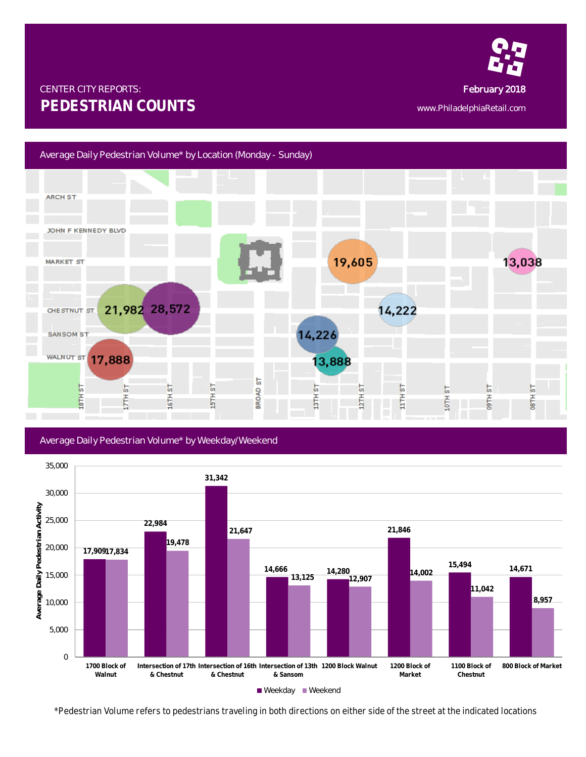CENTER CITY REPORTS:

# PEDESTRIAN COUNTS

February 2018

www.PhiladelphiaRetail.com

## Average Daily Pedestrian Volume* by Location (Monday - Sunday)

ARCH ST
JOHN F KENNEDY BLVD
MARKET ST
CHESTNUT ST
SANSOM ST
WALNUT ST

18TH ST, 17TH ST, 16TH ST, 15TH ST, BROAD ST, 13TH ST, 12TH ST, 11TH ST, 10TH ST, 09TH ST, 08TH ST

21,982 | 28,572 | 17,888 | 19,605 | 14,226 | 13,888 | 14,222 | 13,038

## Average Daily Pedestrian Volume* by Weekday/Weekend

| Location | Weekday | Weekend |
|---|---|---|
| 1700 Block of Walnut | 17,909 | 17,834 |
| Intersection of 17th & Chestnut | 22,984 | 19,478 |
| Intersection of 16th & Chestnut | 31,342 | 21,647 |
| Intersection of 13th & Sansom | 14,666 | 13,125 |
| 1200 Block Walnut | 14,280 | 12,907 |
| 1200 Block of Market | 21,846 | 14,002 |
| 1100 Block of Chestnut | 15,494 | 11,042 |
| 800 Block of Market | 14,671 | 8,957 |

Y-axis: Average Daily Pedestrian Activity (0 – 35,000)

*Pedestrian Volume refers to pedestrians traveling in both directions on either side of the street at the indicated locations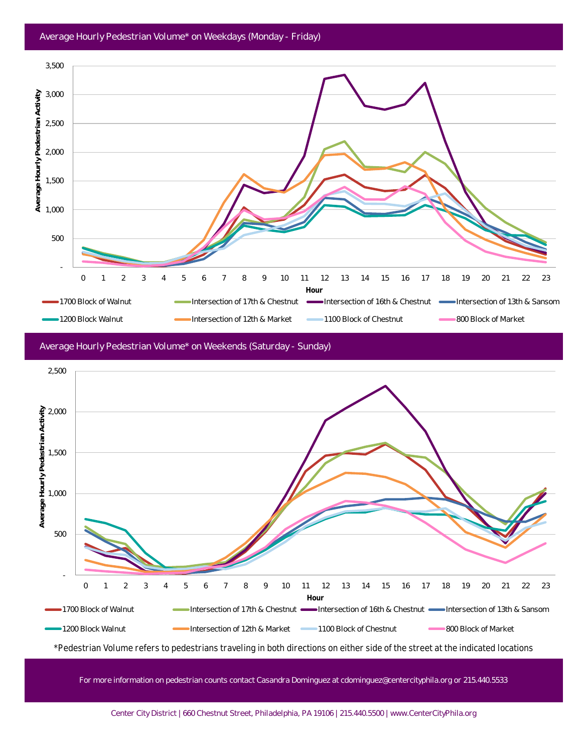## Average Hourly Pedestrian Volume* on Weekdays (Monday - Friday)

Average Hourly Pedestrian Activity

3,500
3,000
2,500
2,000
1,500
1,000
500
-

0 1 2 3 4 5 6 7 8 9 10 11 12 13 14 15 16 17 18 19 20 21 22 23

Hour

1700 Block of Walnut
Intersection of 17th & Chestnut
Intersection of 16th & Chestnut
Intersection of 13th & Sansom
1200 Block Walnut
Intersection of 12th & Market
1100 Block of Chestnut
800 Block of Market

## Average Hourly Pedestrian Volume* on Weekends (Saturday - Sunday)

Average Hourly Pedestrian Activity

2,500
2,000
1,500
1,000
500
-

0 1 2 3 4 5 6 7 8 9 10 11 12 13 14 15 16 17 18 19 20 21 22 23

Hour

1700 Block of Walnut
Intersection of 17th & Chestnut
Intersection of 16th & Chestnut
Intersection of 13th & Sansom
1200 Block Walnut
Intersection of 12th & Market
1100 Block of Chestnut
800 Block of Market

*Pedestrian Volume refers to pedestrians traveling in both directions on either side of the street at the indicated locations

For more information on pedestrian counts contact Casandra Dominguez at cdominguez@centercityphila.org or 215.440.5533

Center City District | 660 Chestnut Street, Philadelphia, PA 19106 | 215.440.5500 | www.CenterCityPhila.org